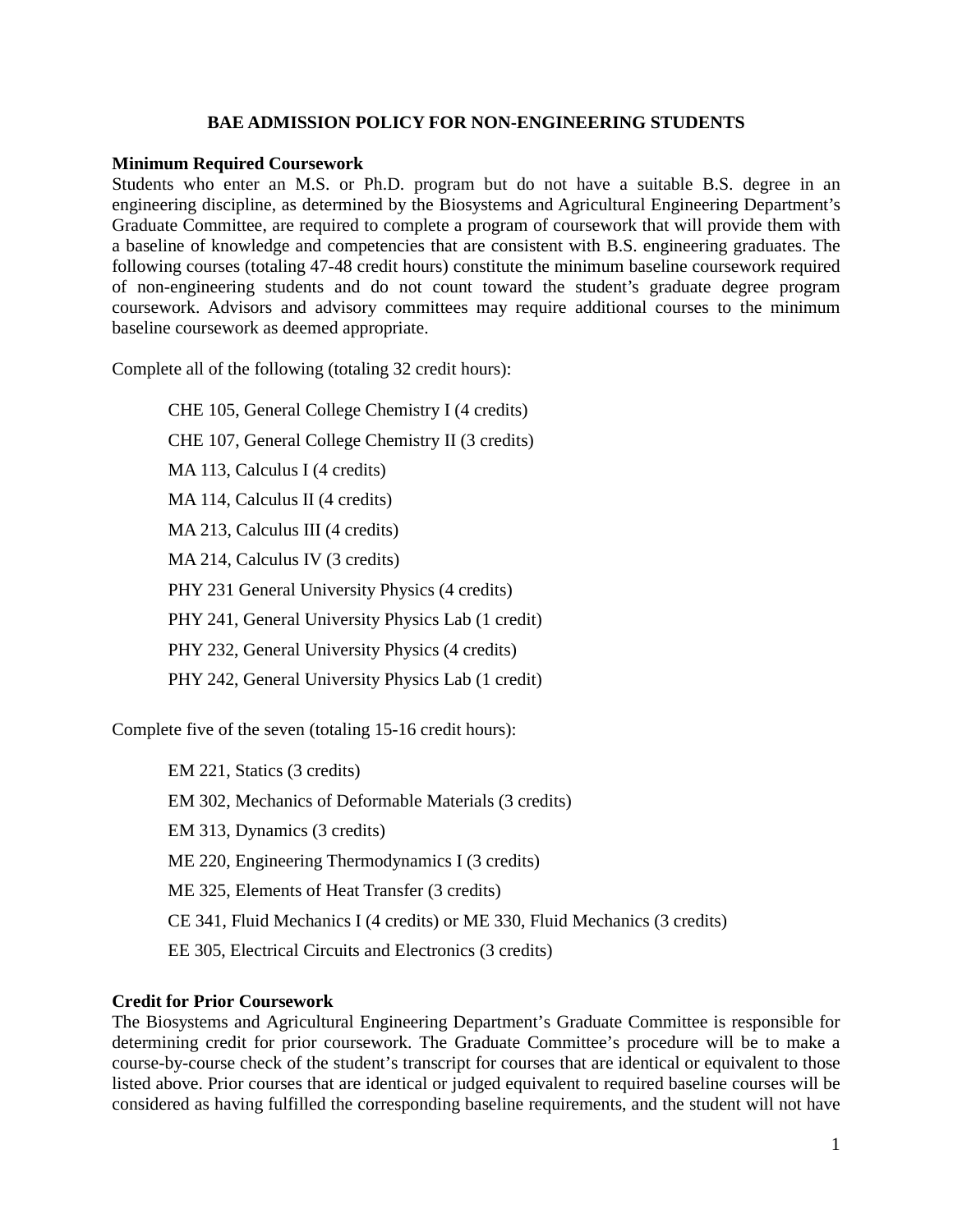# BAE ADMISSION POLICY FOR NON-ENGINEERING STUDENTS

**Minimum Required Coursework**

Students who enter an M.S. or Ph.D. program but do not have a suitable B.S. degree in an engineering discipline, as determined by the Biosystems and Agricultural Engineering Department's Graduate Committee, are required to complete a program of coursework that will provide them with a baseline of knowledge and competencies that are consistent with B.S. engineering graduates. The following courses (totaling 47-48 credit hours) constitute the minimum baseline coursework required of non-engineering students and do not count toward the student's graduate degree program coursework. Advisors and advisory committees may require additional courses to the minimum baseline coursework as deemed appropriate.

Complete all of the following (totaling 32 credit hours):

- CHE 105, General College Chemistry I (4 credits)
- CHE 107, General College Chemistry II (3 credits)
- MA 113, Calculus I (4 credits)
- MA 114, Calculus II (4 credits)
- MA 213, Calculus III (4 credits)
- MA 214, Calculus IV (3 credits)
- PHY 231 General University Physics (4 credits)
- PHY 241, General University Physics Lab (1 credit)
- PHY 232, General University Physics (4 credits)
- PHY 242, General University Physics Lab (1 credit)

Complete five of the seven (totaling 15-16 credit hours):

- EM 221, Statics (3 credits)
- EM 302, Mechanics of Deformable Materials (3 credits)
- EM 313, Dynamics (3 credits)
- ME 220, Engineering Thermodynamics I (3 credits)
- ME 325, Elements of Heat Transfer (3 credits)
- CE 341, Fluid Mechanics I (4 credits) or ME 330, Fluid Mechanics (3 credits)
- EE 305, Electrical Circuits and Electronics (3 credits)

**Credit for Prior Coursework**

The Biosystems and Agricultural Engineering Department's Graduate Committee is responsible for determining credit for prior coursework. The Graduate Committee's procedure will be to make a course-by-course check of the student's transcript for courses that are identical or equivalent to those listed above. Prior courses that are identical or judged equivalent to required baseline courses will be considered as having fulfilled the corresponding baseline requirements, and the student will not have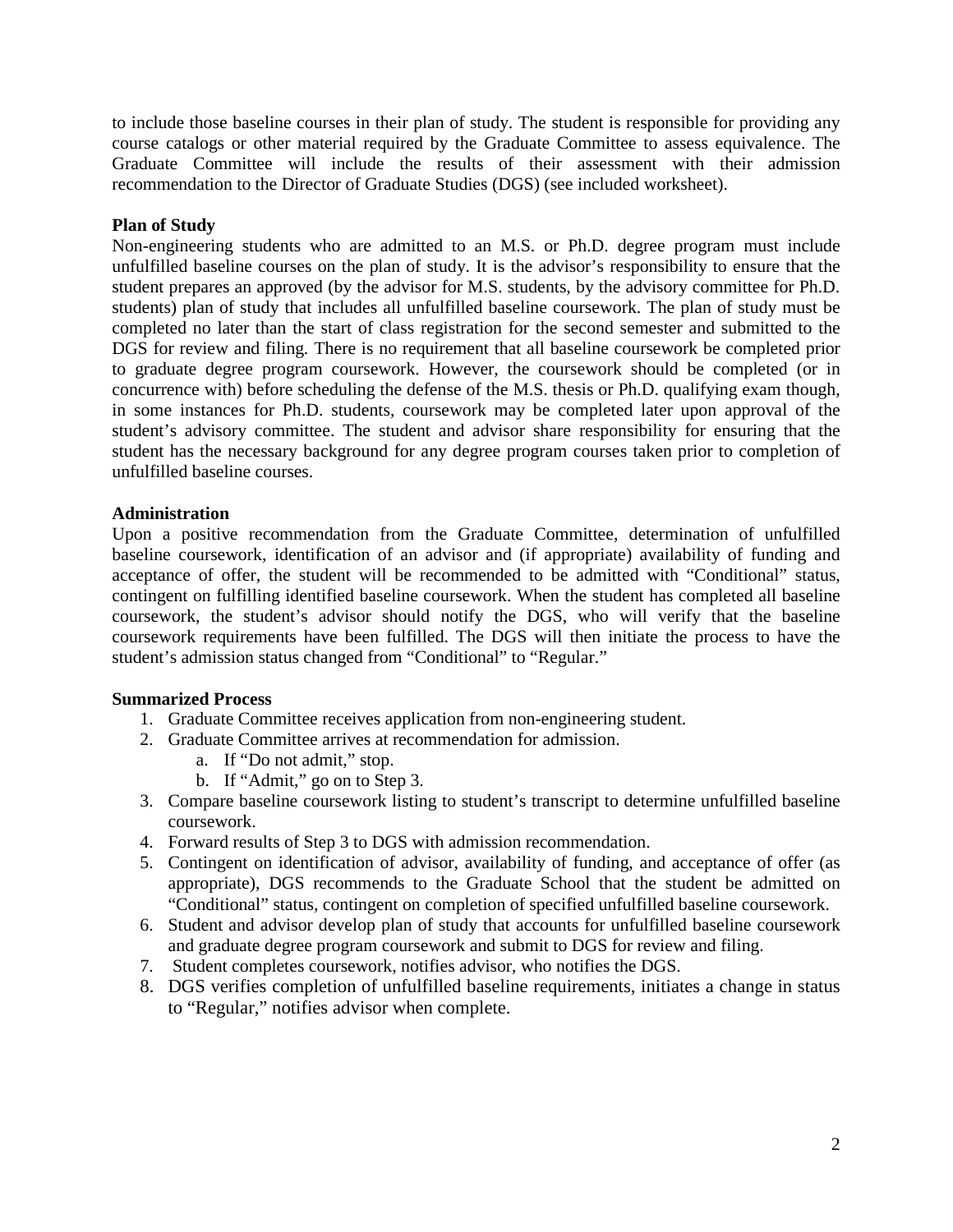to include those baseline courses in their plan of study. The student is responsible for providing any course catalogs or other material required by the Graduate Committee to assess equivalence. The Graduate Committee will include the results of their assessment with their admission recommendation to the Director of Graduate Studies (DGS) (see included worksheet).

**Plan of Study**

Non-engineering students who are admitted to an M.S. or Ph.D. degree program must include unfulfilled baseline courses on the plan of study. It is the advisor's responsibility to ensure that the student prepares an approved (by the advisor for M.S. students, by the advisory committee for Ph.D. students) plan of study that includes all unfulfilled baseline coursework. The plan of study must be completed no later than the start of class registration for the second semester and submitted to the DGS for review and filing. There is no requirement that all baseline coursework be completed prior to graduate degree program coursework. However, the coursework should be completed (or in concurrence with) before scheduling the defense of the M.S. thesis or Ph.D. qualifying exam though, in some instances for Ph.D. students, coursework may be completed later upon approval of the student's advisory committee. The student and advisor share responsibility for ensuring that the student has the necessary background for any degree program courses taken prior to completion of unfulfilled baseline courses.

**Administration**

Upon a positive recommendation from the Graduate Committee, determination of unfulfilled baseline coursework, identification of an advisor and (if appropriate) availability of funding and acceptance of offer, the student will be recommended to be admitted with "Conditional" status, contingent on fulfilling identified baseline coursework. When the student has completed all baseline coursework, the student's advisor should notify the DGS, who will verify that the baseline coursework requirements have been fulfilled. The DGS will then initiate the process to have the student's admission status changed from "Conditional" to "Regular."

**Summarized Process**

1. Graduate Committee receives application from non-engineering student.
2. Graduate Committee arrives at recommendation for admission.
   a. If "Do not admit," stop.
   b. If "Admit," go on to Step 3.
3. Compare baseline coursework listing to student's transcript to determine unfulfilled baseline coursework.
4. Forward results of Step 3 to DGS with admission recommendation.
5. Contingent on identification of advisor, availability of funding, and acceptance of offer (as appropriate), DGS recommends to the Graduate School that the student be admitted on "Conditional" status, contingent on completion of specified unfulfilled baseline coursework.
6. Student and advisor develop plan of study that accounts for unfulfilled baseline coursework and graduate degree program coursework and submit to DGS for review and filing.
7. Student completes coursework, notifies advisor, who notifies the DGS.
8. DGS verifies completion of unfulfilled baseline requirements, initiates a change in status to "Regular," notifies advisor when complete.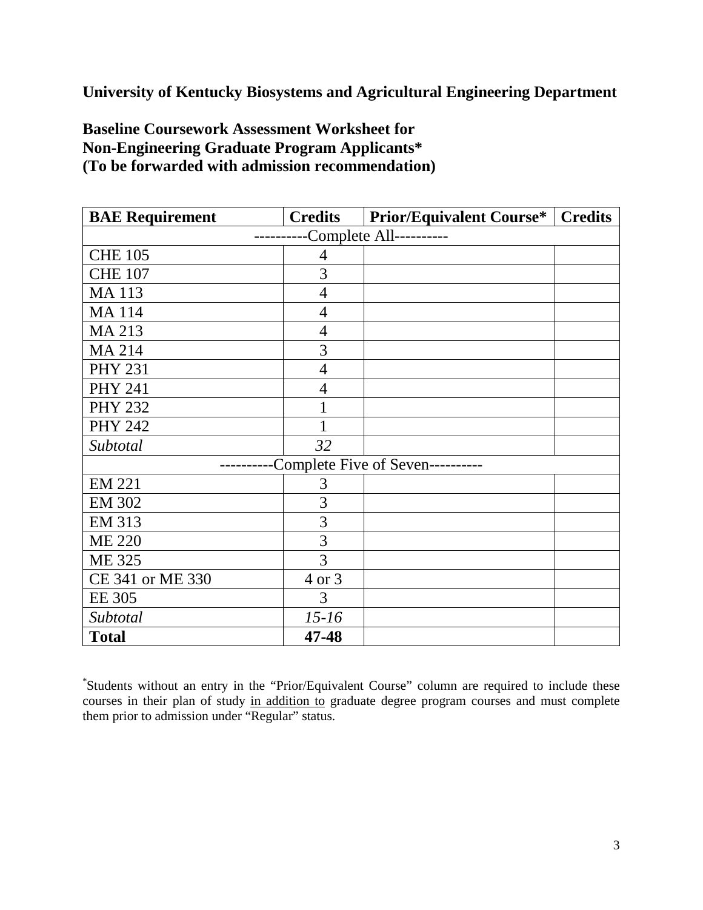**University of Kentucky Biosystems and Agricultural Engineering Department**

**Baseline Coursework Assessment Worksheet for**
**Non-Engineering Graduate Program Applicants***
**(To be forwarded with admission recommendation)**

| **BAE Requirement** | **Credits** | **Prior/Equivalent Course*** | **Credits** |
|---|---|---|---|
| ----------Complete All---------- | | | |
| CHE 105 | 4 | | |
| CHE 107 | 3 | | |
| MA 113 | 4 | | |
| MA 114 | 4 | | |
| MA 213 | 4 | | |
| MA 214 | 3 | | |
| PHY 231 | 4 | | |
| PHY 241 | 4 | | |
| PHY 232 | 1 | | |
| PHY 242 | 1 | | |
| *Subtotal* | *32* | | |
| ----------Complete Five of Seven---------- | | | |
| EM 221 | 3 | | |
| EM 302 | 3 | | |
| EM 313 | 3 | | |
| ME 220 | 3 | | |
| ME 325 | 3 | | |
| CE 341 or ME 330 | 4 or 3 | | |
| EE 305 | 3 | | |
| *Subtotal* | *15-16* | | |
| **Total** | **47-48** | | |

*Students without an entry in the "Prior/Equivalent Course" column are required to include these courses in their plan of study in addition to graduate degree program courses and must complete them prior to admission under "Regular" status.